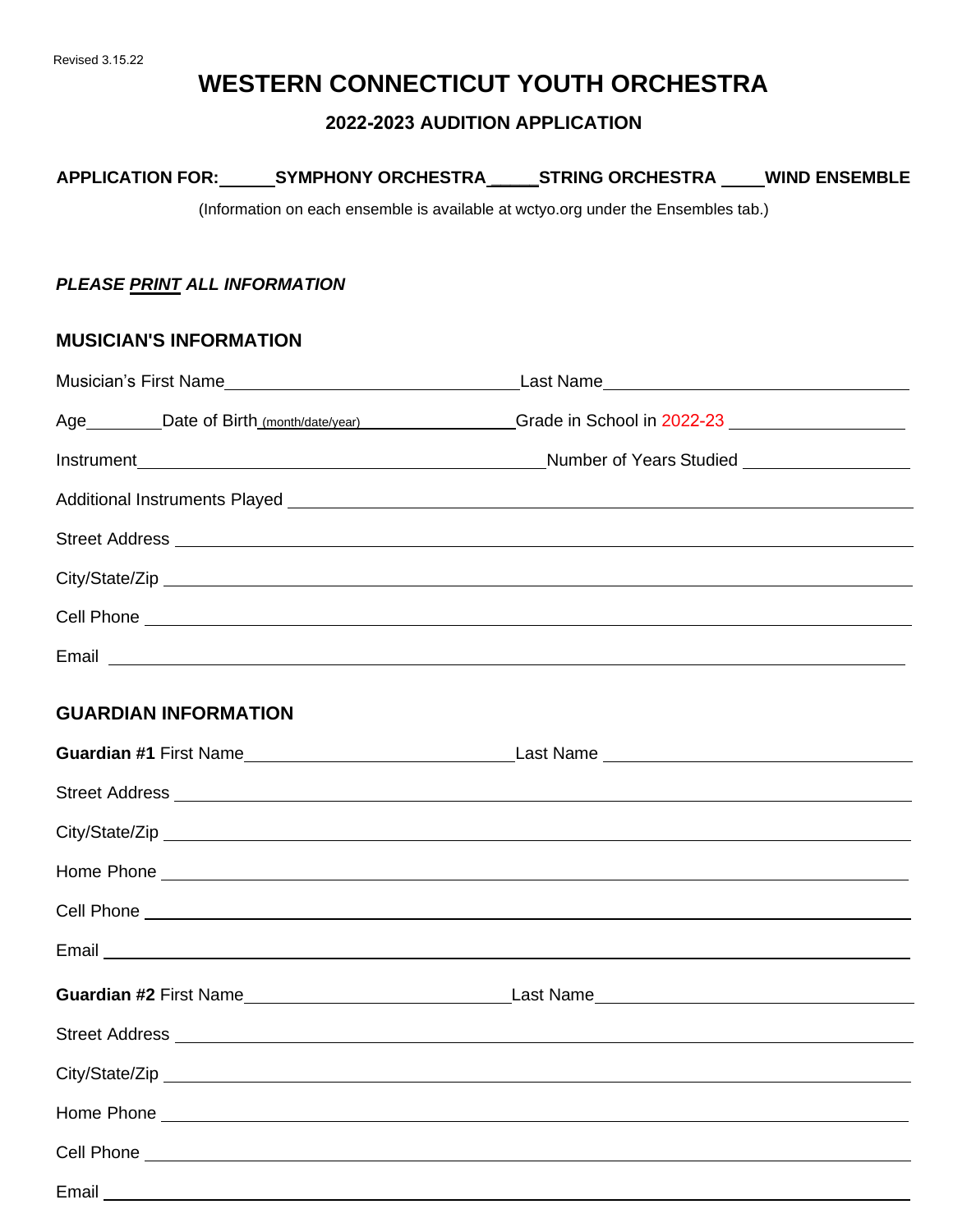Revised 3.15.22

# WESTERN CONNECTICUT YOUTH ORCHESTRA

## 2022-2023 AUDITION APPLICATION

**APPLICATION FOR:\_\_\_\_\_\_SYMPHONY ORCHESTRA\_\_\_\_\_\_STRING ORCHESTRA \_\_\_\_\_WIND ENSEMBLE**

(Information on each ensemble is available at wctyo.org under the Ensembles tab.)

***PLEASE <u>PRINT</u> ALL INFORMATION***

### MUSICIAN'S INFORMATION

Musician's First Name\_\_\_\_\_\_\_\_\_\_\_\_\_\_\_\_\_\_\_\_\_\_\_\_\_\_\_\_\_\_Last Name\_\_\_\_\_\_\_\_\_\_\_\_\_\_\_\_\_\_\_\_\_\_\_\_\_\_\_\_\_\_

Age\_\_\_\_\_\_\_\_Date of Birth (month/date/year)\_\_\_\_\_\_\_\_\_\_\_\_\_\_\_\_Grade in School in 2022-23 \_\_\_\_\_\_\_\_\_\_\_\_\_\_\_\_\_\_

Instrument\_\_\_\_\_\_\_\_\_\_\_\_\_\_\_\_\_\_\_\_\_\_\_\_\_\_\_\_\_\_\_\_\_\_\_\_\_\_\_\_\_\_Number of Years Studied \_\_\_\_\_\_\_\_\_\_\_\_\_\_\_\_\_\_

Additional Instruments Played \_\_\_\_\_\_\_\_\_\_\_\_\_\_\_\_\_\_\_\_\_\_\_\_\_\_\_\_\_\_\_\_\_\_\_\_\_\_\_\_\_\_\_\_\_\_\_\_\_\_\_\_\_\_\_\_\_\_

Street Address \_\_\_\_\_\_\_\_\_\_\_\_\_\_\_\_\_\_\_\_\_\_\_\_\_\_\_\_\_\_\_\_\_\_\_\_\_\_\_\_\_\_\_\_\_\_\_\_\_\_\_\_\_\_\_\_\_\_\_\_\_\_\_\_\_\_\_\_

City/State/Zip \_\_\_\_\_\_\_\_\_\_\_\_\_\_\_\_\_\_\_\_\_\_\_\_\_\_\_\_\_\_\_\_\_\_\_\_\_\_\_\_\_\_\_\_\_\_\_\_\_\_\_\_\_\_\_\_\_\_\_\_\_\_\_\_\_\_\_\_

Cell Phone \_\_\_\_\_\_\_\_\_\_\_\_\_\_\_\_\_\_\_\_\_\_\_\_\_\_\_\_\_\_\_\_\_\_\_\_\_\_\_\_\_\_\_\_\_\_\_\_\_\_\_\_\_\_\_\_\_\_\_\_\_\_\_\_\_\_\_\_\_\_\_

Email \_\_\_\_\_\_\_\_\_\_\_\_\_\_\_\_\_\_\_\_\_\_\_\_\_\_\_\_\_\_\_\_\_\_\_\_\_\_\_\_\_\_\_\_\_\_\_\_\_\_\_\_\_\_\_\_\_\_\_\_\_\_\_\_\_\_\_\_\_\_\_\_\_\_\_

### GUARDIAN INFORMATION

**Guardian #1** First Name\_\_\_\_\_\_\_\_\_\_\_\_\_\_\_\_\_\_\_\_\_\_\_\_\_\_\_\_\_\_Last Name \_\_\_\_\_\_\_\_\_\_\_\_\_\_\_\_\_\_\_\_\_\_\_\_\_\_\_\_\_\_

Street Address \_\_\_\_\_\_\_\_\_\_\_\_\_\_\_\_\_\_\_\_\_\_\_\_\_\_\_\_\_\_\_\_\_\_\_\_\_\_\_\_\_\_\_\_\_\_\_\_\_\_\_\_\_\_\_\_\_\_\_\_\_\_\_\_\_\_\_\_

City/State/Zip \_\_\_\_\_\_\_\_\_\_\_\_\_\_\_\_\_\_\_\_\_\_\_\_\_\_\_\_\_\_\_\_\_\_\_\_\_\_\_\_\_\_\_\_\_\_\_\_\_\_\_\_\_\_\_\_\_\_\_\_\_\_\_\_\_\_\_\_

Home Phone \_\_\_\_\_\_\_\_\_\_\_\_\_\_\_\_\_\_\_\_\_\_\_\_\_\_\_\_\_\_\_\_\_\_\_\_\_\_\_\_\_\_\_\_\_\_\_\_\_\_\_\_\_\_\_\_\_\_\_\_\_\_\_\_\_\_\_\_\_

Cell Phone \_\_\_\_\_\_\_\_\_\_\_\_\_\_\_\_\_\_\_\_\_\_\_\_\_\_\_\_\_\_\_\_\_\_\_\_\_\_\_\_\_\_\_\_\_\_\_\_\_\_\_\_\_\_\_\_\_\_\_\_\_\_\_\_\_\_\_\_\_\_\_

Email \_\_\_\_\_\_\_\_\_\_\_\_\_\_\_\_\_\_\_\_\_\_\_\_\_\_\_\_\_\_\_\_\_\_\_\_\_\_\_\_\_\_\_\_\_\_\_\_\_\_\_\_\_\_\_\_\_\_\_\_\_\_\_\_\_\_\_\_\_\_\_\_\_\_\_

**Guardian #2** First Name\_\_\_\_\_\_\_\_\_\_\_\_\_\_\_\_\_\_\_\_\_\_\_\_\_\_\_\_\_\_Last Name\_\_\_\_\_\_\_\_\_\_\_\_\_\_\_\_\_\_\_\_\_\_\_\_\_\_\_\_\_\_

Street Address \_\_\_\_\_\_\_\_\_\_\_\_\_\_\_\_\_\_\_\_\_\_\_\_\_\_\_\_\_\_\_\_\_\_\_\_\_\_\_\_\_\_\_\_\_\_\_\_\_\_\_\_\_\_\_\_\_\_\_\_\_\_\_\_\_\_\_\_

City/State/Zip \_\_\_\_\_\_\_\_\_\_\_\_\_\_\_\_\_\_\_\_\_\_\_\_\_\_\_\_\_\_\_\_\_\_\_\_\_\_\_\_\_\_\_\_\_\_\_\_\_\_\_\_\_\_\_\_\_\_\_\_\_\_\_\_\_\_\_\_

Home Phone \_\_\_\_\_\_\_\_\_\_\_\_\_\_\_\_\_\_\_\_\_\_\_\_\_\_\_\_\_\_\_\_\_\_\_\_\_\_\_\_\_\_\_\_\_\_\_\_\_\_\_\_\_\_\_\_\_\_\_\_\_\_\_\_\_\_\_\_\_

Cell Phone \_\_\_\_\_\_\_\_\_\_\_\_\_\_\_\_\_\_\_\_\_\_\_\_\_\_\_\_\_\_\_\_\_\_\_\_\_\_\_\_\_\_\_\_\_\_\_\_\_\_\_\_\_\_\_\_\_\_\_\_\_\_\_\_\_\_\_\_\_\_\_

Email \_\_\_\_\_\_\_\_\_\_\_\_\_\_\_\_\_\_\_\_\_\_\_\_\_\_\_\_\_\_\_\_\_\_\_\_\_\_\_\_\_\_\_\_\_\_\_\_\_\_\_\_\_\_\_\_\_\_\_\_\_\_\_\_\_\_\_\_\_\_\_\_\_\_\_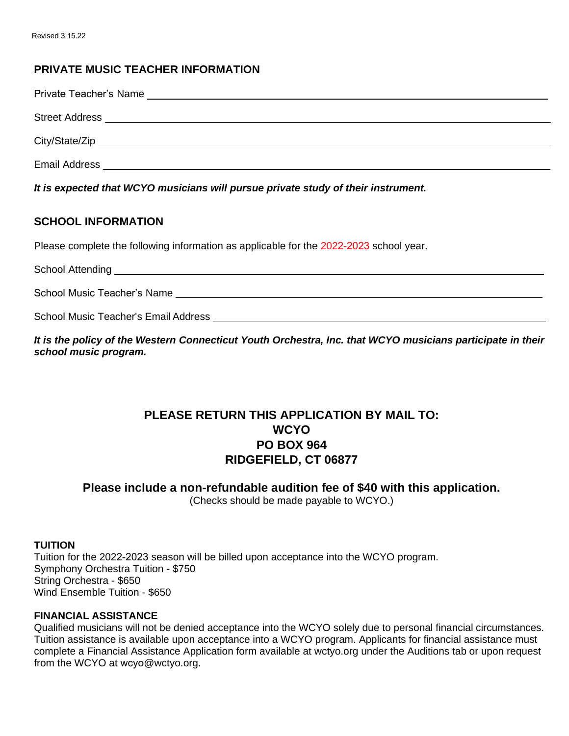Revised 3.15.22

## PRIVATE MUSIC TEACHER INFORMATION

Private Teacher's Name ______________________________________________________________

Street Address ______________________________________________________________

City/State/Zip ______________________________________________________________

Email Address ______________________________________________________________

***It is expected that WCYO musicians will pursue private study of their instrument.***

## SCHOOL INFORMATION

Please complete the following information as applicable for the 2022-2023 school year.

School Attending ______________________________________________________________

School Music Teacher's Name ______________________________________________________________

School Music Teacher's Email Address ______________________________________________________________

***It is the policy of the Western Connecticut Youth Orchestra, Inc. that WCYO musicians participate in their school music program.***

**PLEASE RETURN THIS APPLICATION BY MAIL TO:**
**WCYO**
**PO BOX 964**
**RIDGEFIELD, CT 06877**

**Please include a non-refundable audition fee of $40 with this application.**
(Checks should be made payable to WCYO.)

**TUITION**
Tuition for the 2022-2023 season will be billed upon acceptance into the WCYO program.
Symphony Orchestra Tuition - $750
String Orchestra - $650
Wind Ensemble Tuition - $650

**FINANCIAL ASSISTANCE**
Qualified musicians will not be denied acceptance into the WCYO solely due to personal financial circumstances. Tuition assistance is available upon acceptance into a WCYO program. Applicants for financial assistance must complete a Financial Assistance Application form available at wctyo.org under the Auditions tab or upon request from the WCYO at wcyo@wctyo.org.